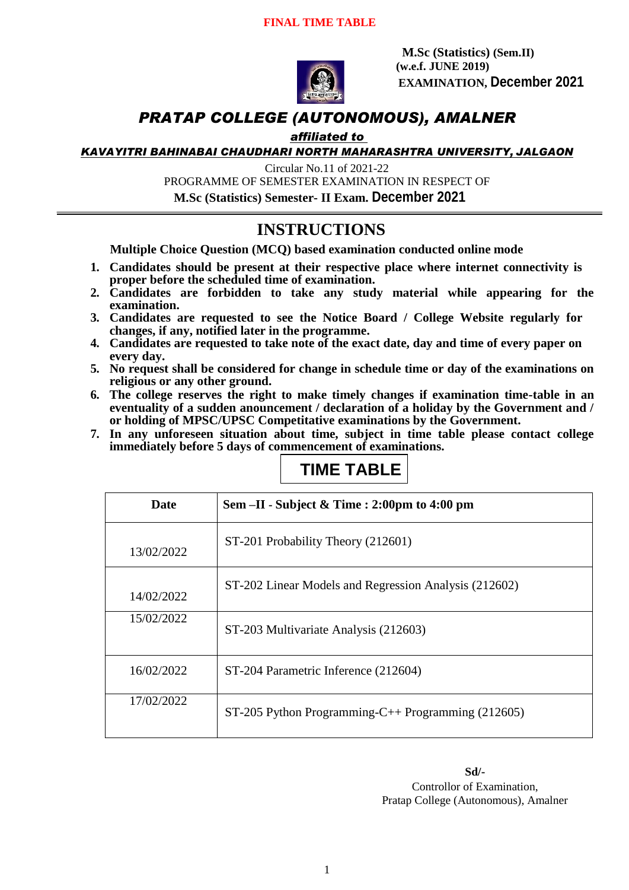**FINAL TIME TABLE**

**M.Sc (Statistics) (Sem.II)**
**(w.e.f. JUNE 2019)**
**EXAMINATION, December 2021**

# *PRATAP COLLEGE (AUTONOMOUS), AMALNER*

***affiliated to***

***KAVAYITRI BAHINABAI CHAUDHARI NORTH MAHARASHTRA UNIVERSITY, JALGAON***

Circular No.11 of 2021-22

PROGRAMME OF SEMESTER EXAMINATION IN RESPECT OF

**M.Sc (Statistics) Semester- II Exam. December 2021**

## INSTRUCTIONS

**Multiple Choice Question (MCQ) based examination conducted online mode**

1. **Candidates should be present at their respective place where internet connectivity is proper before the scheduled time of examination.**
2. **Candidates are forbidden to take any study material while appearing for the examination.**
3. **Candidates are requested to see the Notice Board / College Website regularly for changes, if any, notified later in the programme.**
4. **Candidates are requested to take note of the exact date, day and time of every paper on every day.**
5. **No request shall be considered for change in schedule time or day of the examinations on religious or any other ground.**
6. **The college reserves the right to make timely changes if examination time-table in an eventuality of a sudden anouncement / declaration of a holiday by the Government and / or holding of MPSC/UPSC Competitative examinations by the Government.**
7. **In any unforeseen situation about time, subject in time table please contact college immediately before 5 days of commencement of examinations.**

## TIME TABLE

| Date | Sem –II - Subject & Time : 2:00pm to 4:00 pm |
|---|---|
| 13/02/2022 | ST-201 Probability Theory (212601) |
| 14/02/2022 | ST-202 Linear Models and Regression Analysis (212602) |
| 15/02/2022 | ST-203 Multivariate Analysis (212603) |
| 16/02/2022 | ST-204 Parametric Inference (212604) |
| 17/02/2022 | ST-205 Python Programming-C++ Programming (212605) |

**Sd/-**

Controllor of Examination,
Pratap College (Autonomous), Amalner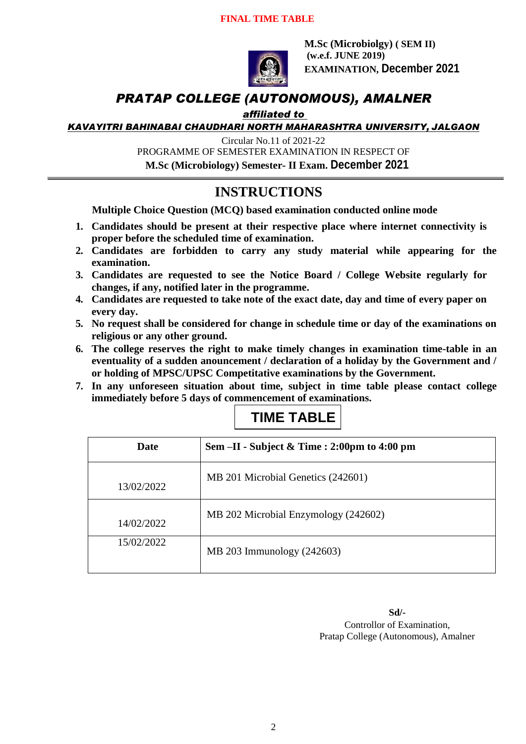**FINAL TIME TABLE**

**M.Sc (Microbiolgy) ( SEM II)**
**(w.e.f. JUNE 2019)**
**EXAMINATION, December 2021**

# *PRATAP COLLEGE (AUTONOMOUS), AMALNER*

***affiliated to***

***KAVAYITRI BAHINABAI CHAUDHARI NORTH MAHARASHTRA UNIVERSITY, JALGAON***

Circular No.11 of 2021-22
PROGRAMME OF SEMESTER EXAMINATION IN RESPECT OF
**M.Sc (Microbiology) Semester- II Exam. December 2021**

## INSTRUCTIONS

**Multiple Choice Question (MCQ) based examination conducted online mode**

1. **Candidates should be present at their respective place where internet connectivity is proper before the scheduled time of examination.**
2. **Candidates are forbidden to carry any study material while appearing for the examination.**
3. **Candidates are requested to see the Notice Board / College Website regularly for changes, if any, notified later in the programme.**
4. **Candidates are requested to take note of the exact date, day and time of every paper on every day.**
5. **No request shall be considered for change in schedule time or day of the examinations on religious or any other ground.**
6. **The college reserves the right to make timely changes in examination time-table in an eventuality of a sudden anouncement / declaration of a holiday by the Government and / or holding of MPSC/UPSC Competitative examinations by the Government.**
7. **In any unforeseen situation about time, subject in time table please contact college immediately before 5 days of commencement of examinations.**

## TIME TABLE

| Date | Sem –II - Subject & Time : 2:00pm to 4:00 pm |
|---|---|
| 13/02/2022 | MB 201 Microbial Genetics (242601) |
| 14/02/2022 | MB 202 Microbial Enzymology (242602) |
| 15/02/2022 | MB 203 Immunology (242603) |

**Sd/-**
Controllor of Examination,
Pratap College (Autonomous), Amalner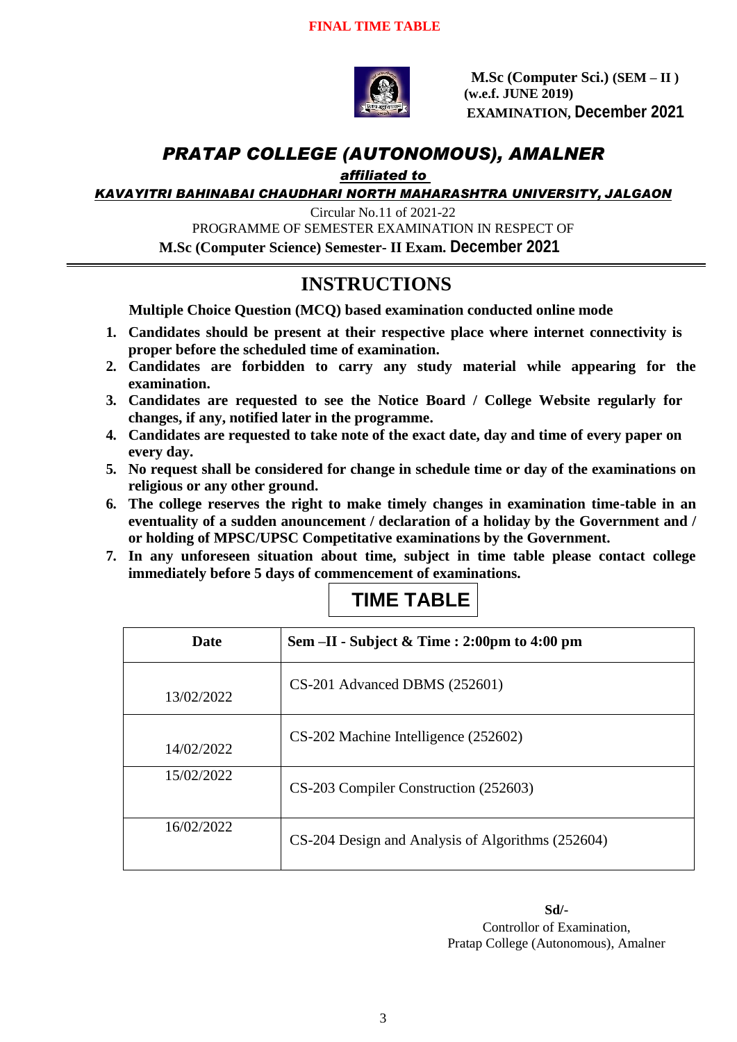**FINAL TIME TABLE**

**M.Sc (Computer Sci.) (SEM – II )**
**(w.e.f. JUNE 2019)**
**EXAMINATION, December 2021**

# *PRATAP COLLEGE (AUTONOMOUS), AMALNER*

***affiliated to***

***KAVAYITRI BAHINABAI CHAUDHARI NORTH MAHARASHTRA UNIVERSITY, JALGAON***

Circular No.11 of 2021-22

PROGRAMME OF SEMESTER EXAMINATION IN RESPECT OF

**M.Sc (Computer Science) Semester- II Exam. December 2021**

## INSTRUCTIONS

**Multiple Choice Question (MCQ) based examination conducted online mode**

1. **Candidates should be present at their respective place where internet connectivity is proper before the scheduled time of examination.**
2. **Candidates are forbidden to carry any study material while appearing for the examination.**
3. **Candidates are requested to see the Notice Board / College Website regularly for changes, if any, notified later in the programme.**
4. **Candidates are requested to take note of the exact date, day and time of every paper on every day.**
5. **No request shall be considered for change in schedule time or day of the examinations on religious or any other ground.**
6. **The college reserves the right to make timely changes in examination time-table in an eventuality of a sudden anouncement / declaration of a holiday by the Government and / or holding of MPSC/UPSC Competitative examinations by the Government.**
7. **In any unforeseen situation about time, subject in time table please contact college immediately before 5 days of commencement of examinations.**

## TIME TABLE

| Date | Sem –II - Subject & Time : 2:00pm to 4:00 pm |
|---|---|
| 13/02/2022 | CS-201 Advanced DBMS (252601) |
| 14/02/2022 | CS-202 Machine Intelligence (252602) |
| 15/02/2022 | CS-203 Compiler Construction (252603) |
| 16/02/2022 | CS-204 Design and Analysis of Algorithms (252604) |

**Sd/-**
Controllor of Examination,
Pratap College (Autonomous), Amalner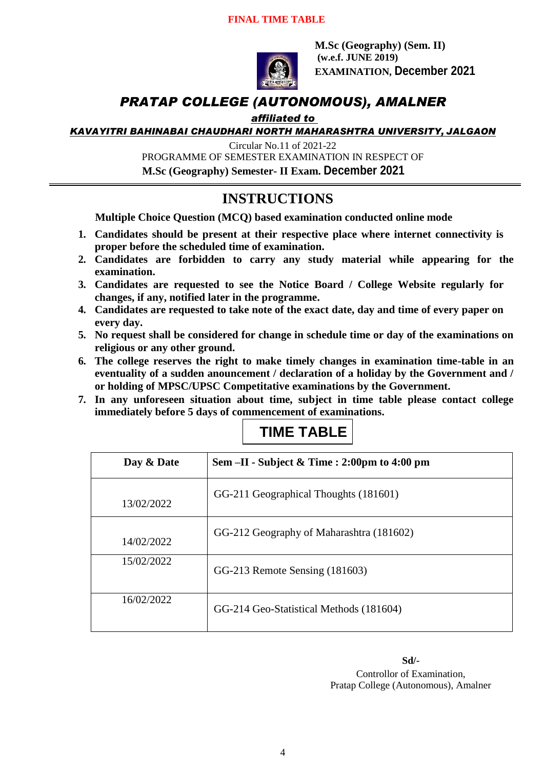**FINAL TIME TABLE**

**M.Sc (Geography) (Sem. II)**
**(w.e.f. JUNE 2019)**
**EXAMINATION, December 2021**

# *PRATAP COLLEGE (AUTONOMOUS), AMALNER*

***affiliated to***

***KAVAYITRI BAHINABAI CHAUDHARI NORTH MAHARASHTRA UNIVERSITY, JALGAON***

Circular No.11 of 2021-22
PROGRAMME OF SEMESTER EXAMINATION IN RESPECT OF
**M.Sc (Geography) Semester- II Exam. December 2021**

## INSTRUCTIONS

**Multiple Choice Question (MCQ) based examination conducted online mode**

1. **Candidates should be present at their respective place where internet connectivity is proper before the scheduled time of examination.**
2. **Candidates are forbidden to carry any study material while appearing for the examination.**
3. **Candidates are requested to see the Notice Board / College Website regularly for changes, if any, notified later in the programme.**
4. **Candidates are requested to take note of the exact date, day and time of every paper on every day.**
5. **No request shall be considered for change in schedule time or day of the examinations on religious or any other ground.**
6. **The college reserves the right to make timely changes in examination time-table in an eventuality of a sudden anouncement / declaration of a holiday by the Government and / or holding of MPSC/UPSC Competitative examinations by the Government.**
7. **In any unforeseen situation about time, subject in time table please contact college immediately before 5 days of commencement of examinations.**

## TIME TABLE

| Day & Date | Sem –II - Subject & Time : 2:00pm to 4:00 pm |
|---|---|
| 13/02/2022 | GG-211 Geographical Thoughts (181601) |
| 14/02/2022 | GG-212 Geography of Maharashtra (181602) |
| 15/02/2022 | GG-213 Remote Sensing (181603) |
| 16/02/2022 | GG-214 Geo-Statistical Methods (181604) |

**Sd/-**
Controllor of Examination,
Pratap College (Autonomous), Amalner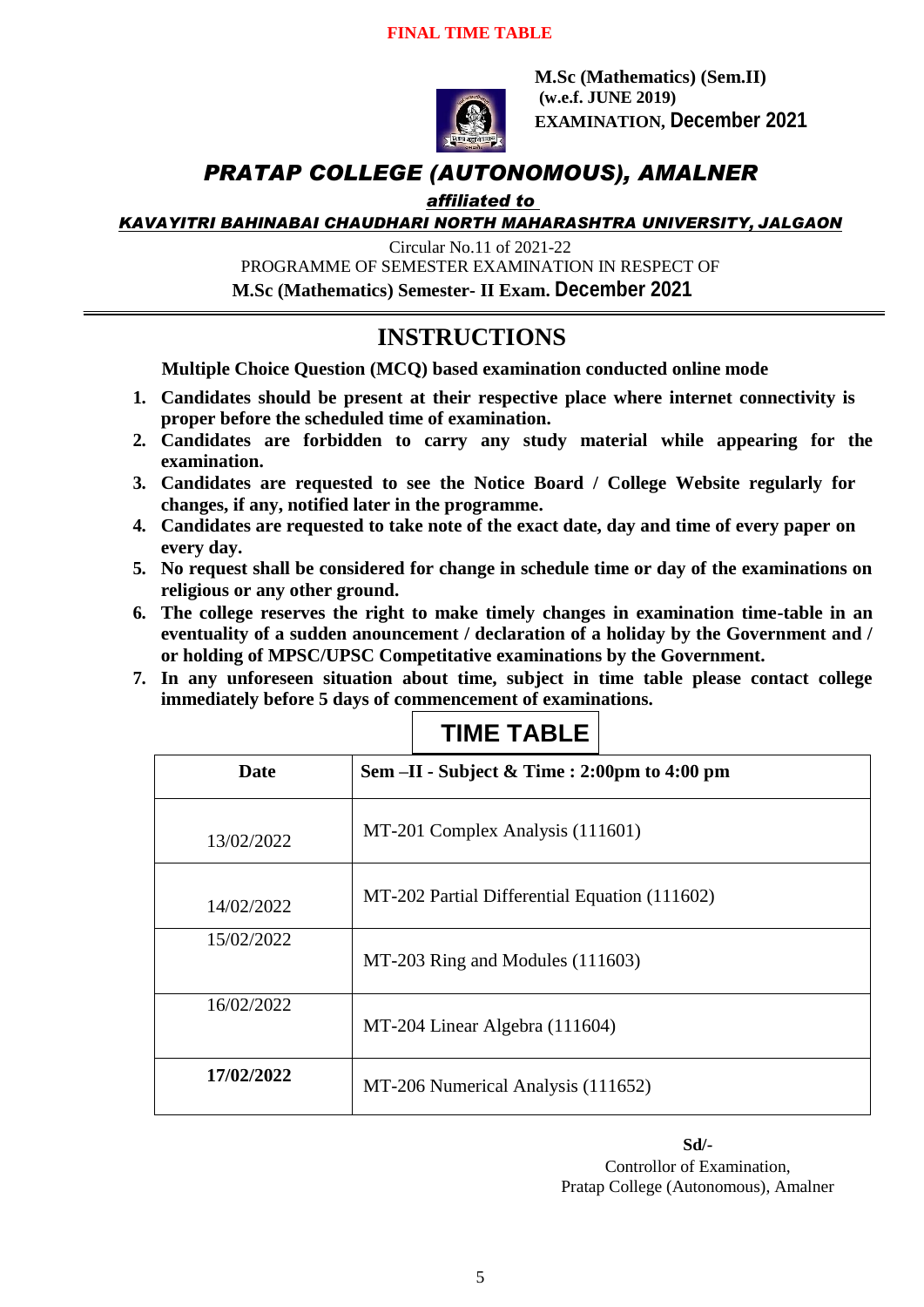**FINAL TIME TABLE**

**M.Sc (Mathematics) (Sem.II)**
**(w.e.f. JUNE 2019)**
**EXAMINATION, December 2021**

# *PRATAP COLLEGE (AUTONOMOUS), AMALNER*

***affiliated to***

***KAVAYITRI BAHINABAI CHAUDHARI NORTH MAHARASHTRA UNIVERSITY, JALGAON***

Circular No.11 of 2021-22
PROGRAMME OF SEMESTER EXAMINATION IN RESPECT OF
**M.Sc (Mathematics) Semester- II Exam. December 2021**

## INSTRUCTIONS

**Multiple Choice Question (MCQ) based examination conducted online mode**

1. **Candidates should be present at their respective place where internet connectivity is proper before the scheduled time of examination.**
2. **Candidates are forbidden to carry any study material while appearing for the examination.**
3. **Candidates are requested to see the Notice Board / College Website regularly for changes, if any, notified later in the programme.**
4. **Candidates are requested to take note of the exact date, day and time of every paper on every day.**
5. **No request shall be considered for change in schedule time or day of the examinations on religious or any other ground.**
6. **The college reserves the right to make timely changes in examination time-table in an eventuality of a sudden anouncement / declaration of a holiday by the Government and / or holding of MPSC/UPSC Competitative examinations by the Government.**
7. **In any unforeseen situation about time, subject in time table please contact college immediately before 5 days of commencement of examinations.**

## TIME TABLE

| Date | Sem –II - Subject & Time : 2:00pm to 4:00 pm |
|---|---|
| 13/02/2022 | MT-201 Complex Analysis (111601) |
| 14/02/2022 | MT-202 Partial Differential Equation (111602) |
| 15/02/2022 | MT-203 Ring and Modules (111603) |
| 16/02/2022 | MT-204 Linear Algebra (111604) |
| **17/02/2022** | MT-206 Numerical Analysis (111652) |

**Sd/-**
Controllor of Examination,
Pratap College (Autonomous), Amalner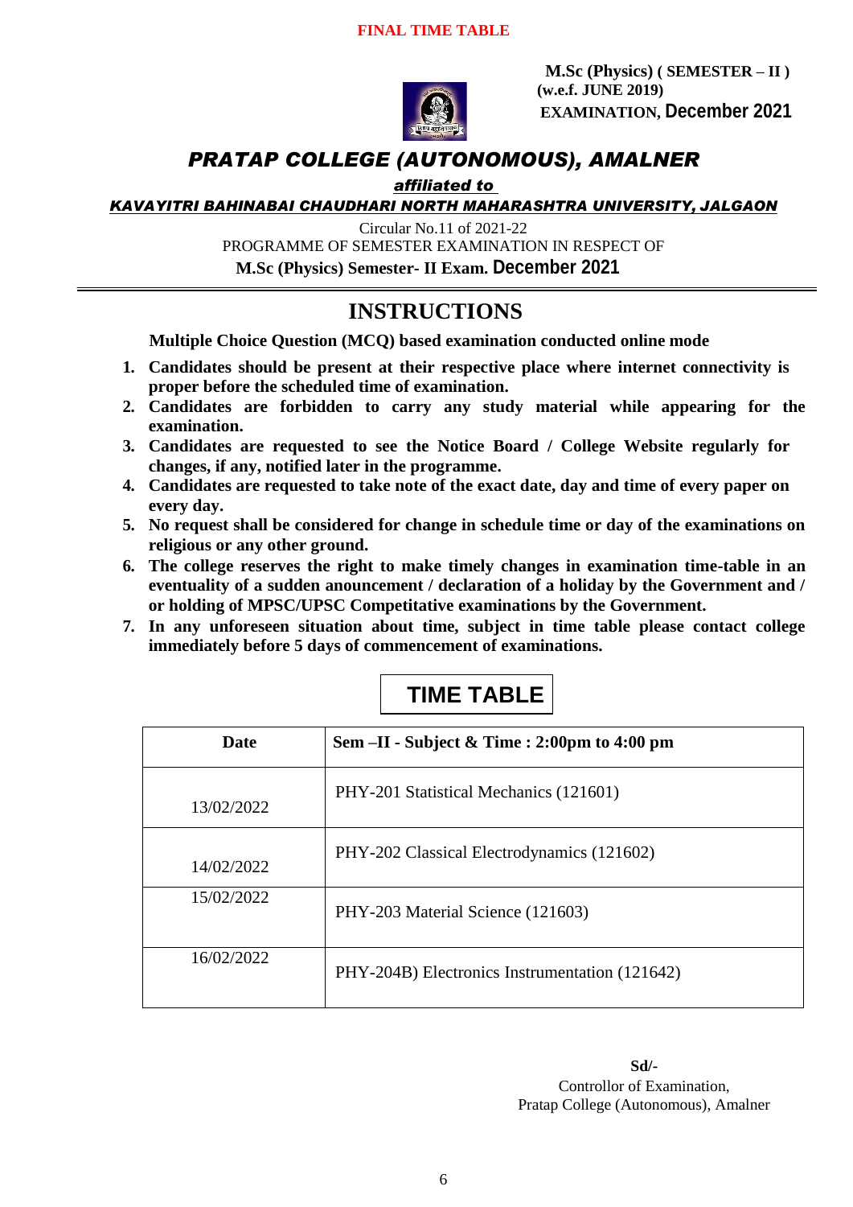**FINAL TIME TABLE**

**M.Sc (Physics) ( SEMESTER – II )**
**(w.e.f. JUNE 2019)**
**EXAMINATION, December 2021**

# *PRATAP COLLEGE (AUTONOMOUS), AMALNER*

***affiliated to***

***KAVAYITRI BAHINABAI CHAUDHARI NORTH MAHARASHTRA UNIVERSITY, JALGAON***

Circular No.11 of 2021-22
PROGRAMME OF SEMESTER EXAMINATION IN RESPECT OF
**M.Sc (Physics) Semester- II Exam. December 2021**

## INSTRUCTIONS

**Multiple Choice Question (MCQ) based examination conducted online mode**

1. **Candidates should be present at their respective place where internet connectivity is proper before the scheduled time of examination.**
2. **Candidates are forbidden to carry any study material while appearing for the examination.**
3. **Candidates are requested to see the Notice Board / College Website regularly for changes, if any, notified later in the programme.**
4. **Candidates are requested to take note of the exact date, day and time of every paper on every day.**
5. **No request shall be considered for change in schedule time or day of the examinations on religious or any other ground.**
6. **The college reserves the right to make timely changes in examination time-table in an eventuality of a sudden anouncement / declaration of a holiday by the Government and / or holding of MPSC/UPSC Competitative examinations by the Government.**
7. **In any unforeseen situation about time, subject in time table please contact college immediately before 5 days of commencement of examinations.**

## TIME TABLE

| Date | Sem –II - Subject & Time : 2:00pm to 4:00 pm |
|---|---|
| 13/02/2022 | PHY-201 Statistical Mechanics (121601) |
| 14/02/2022 | PHY-202 Classical Electrodynamics (121602) |
| 15/02/2022 | PHY-203 Material Science (121603) |
| 16/02/2022 | PHY-204B) Electronics Instrumentation (121642) |

**Sd/-**
Controllor of Examination,
Pratap College (Autonomous), Amalner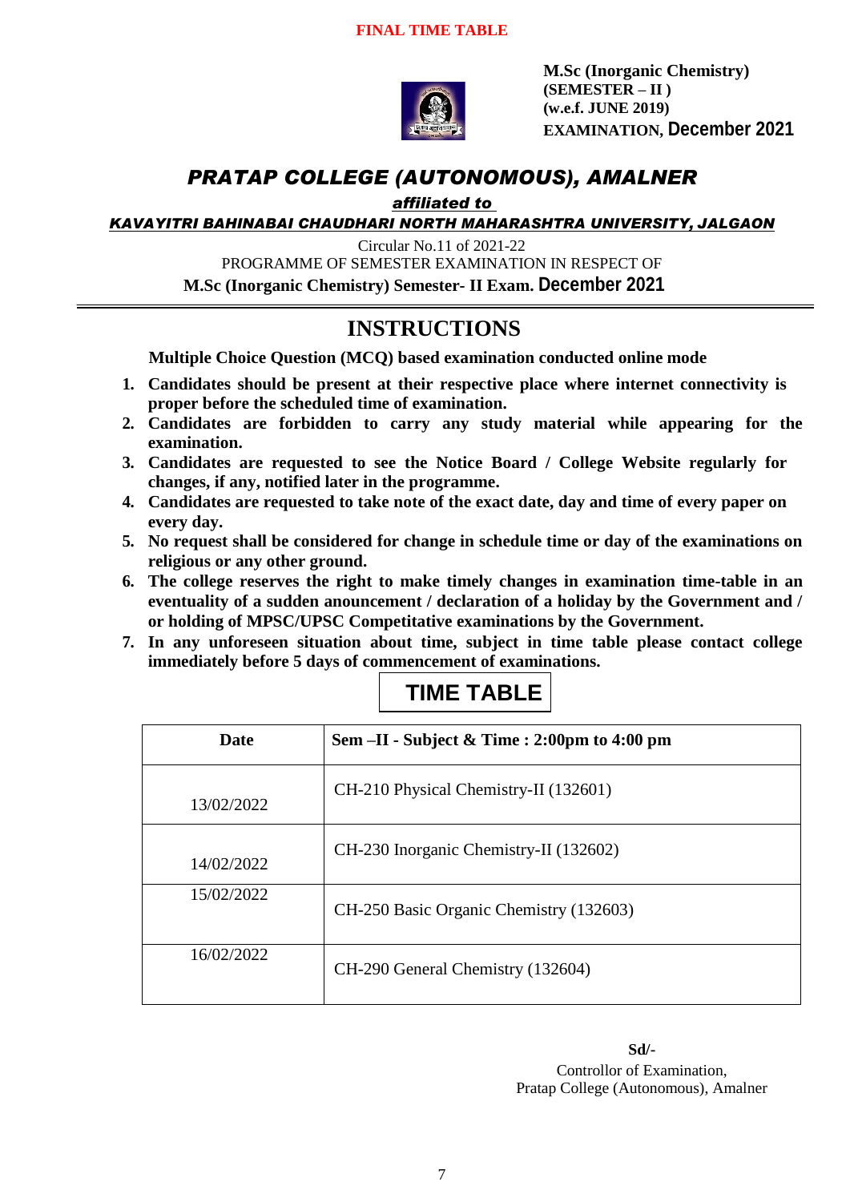**FINAL TIME TABLE**

**M.Sc (Inorganic Chemistry)**
**(SEMESTER – II )**
**(w.e.f. JUNE 2019)**
**EXAMINATION, December 2021**

# *PRATAP COLLEGE (AUTONOMOUS), AMALNER*

***affiliated to***

***KAVAYITRI BAHINABAI CHAUDHARI NORTH MAHARASHTRA UNIVERSITY, JALGAON***

Circular No.11 of 2021-22

PROGRAMME OF SEMESTER EXAMINATION IN RESPECT OF

**M.Sc (Inorganic Chemistry) Semester- II Exam. December 2021**

## INSTRUCTIONS

**Multiple Choice Question (MCQ) based examination conducted online mode**

1. **Candidates should be present at their respective place where internet connectivity is proper before the scheduled time of examination.**
2. **Candidates are forbidden to carry any study material while appearing for the examination.**
3. **Candidates are requested to see the Notice Board / College Website regularly for changes, if any, notified later in the programme.**
4. **Candidates are requested to take note of the exact date, day and time of every paper on every day.**
5. **No request shall be considered for change in schedule time or day of the examinations on religious or any other ground.**
6. **The college reserves the right to make timely changes in examination time-table in an eventuality of a sudden anouncement / declaration of a holiday by the Government and / or holding of MPSC/UPSC Competitative examinations by the Government.**
7. **In any unforeseen situation about time, subject in time table please contact college immediately before 5 days of commencement of examinations.**

## TIME TABLE

| Date | Sem –II - Subject & Time : 2:00pm to 4:00 pm |
|---|---|
| 13/02/2022 | CH-210 Physical Chemistry-II (132601) |
| 14/02/2022 | CH-230 Inorganic Chemistry-II (132602) |
| 15/02/2022 | CH-250 Basic Organic Chemistry (132603) |
| 16/02/2022 | CH-290 General Chemistry (132604) |

**Sd/-**

Controllor of Examination,
Pratap College (Autonomous), Amalner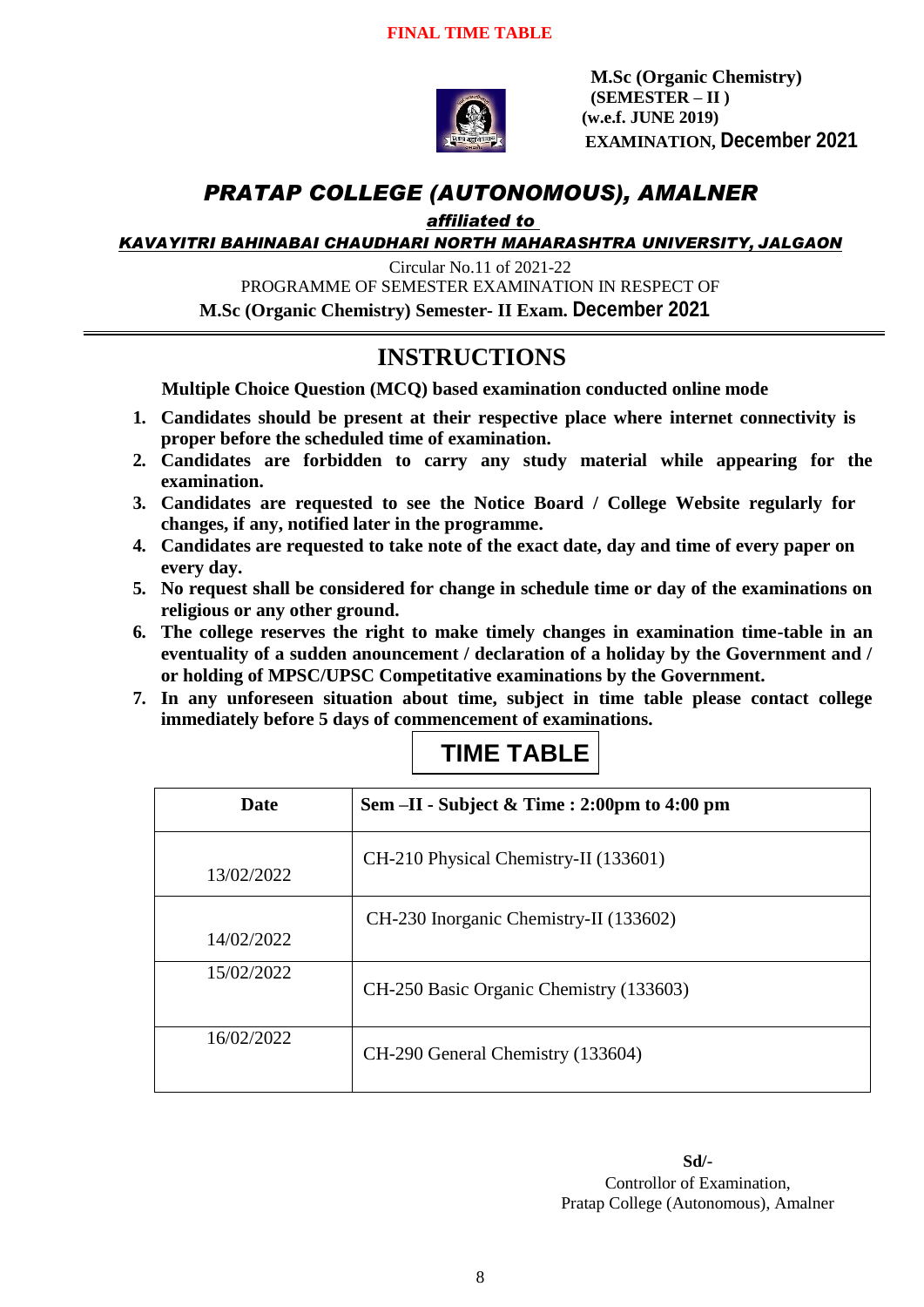**FINAL TIME TABLE**

**M.Sc (Organic Chemistry)**
**(SEMESTER – II )**
**(w.e.f. JUNE 2019)**
**EXAMINATION, December 2021**

# *PRATAP COLLEGE (AUTONOMOUS), AMALNER*

***affiliated to***

***KAVAYITRI BAHINABAI CHAUDHARI NORTH MAHARASHTRA UNIVERSITY, JALGAON***

Circular No.11 of 2021-22

PROGRAMME OF SEMESTER EXAMINATION IN RESPECT OF

**M.Sc (Organic Chemistry) Semester- II Exam. December 2021**

## INSTRUCTIONS

**Multiple Choice Question (MCQ) based examination conducted online mode**

1. **Candidates should be present at their respective place where internet connectivity is proper before the scheduled time of examination.**
2. **Candidates are forbidden to carry any study material while appearing for the examination.**
3. **Candidates are requested to see the Notice Board / College Website regularly for changes, if any, notified later in the programme.**
4. **Candidates are requested to take note of the exact date, day and time of every paper on every day.**
5. **No request shall be considered for change in schedule time or day of the examinations on religious or any other ground.**
6. **The college reserves the right to make timely changes in examination time-table in an eventuality of a sudden anouncement / declaration of a holiday by the Government and / or holding of MPSC/UPSC Competitative examinations by the Government.**
7. **In any unforeseen situation about time, subject in time table please contact college immediately before 5 days of commencement of examinations.**

## TIME TABLE

| Date | Sem –II - Subject & Time : 2:00pm to 4:00 pm |
|---|---|
| 13/02/2022 | CH-210 Physical Chemistry-II (133601) |
| 14/02/2022 | CH-230 Inorganic Chemistry-II (133602) |
| 15/02/2022 | CH-250 Basic Organic Chemistry (133603) |
| 16/02/2022 | CH-290 General Chemistry (133604) |

**Sd/-**
Controllor of Examination,
Pratap College (Autonomous), Amalner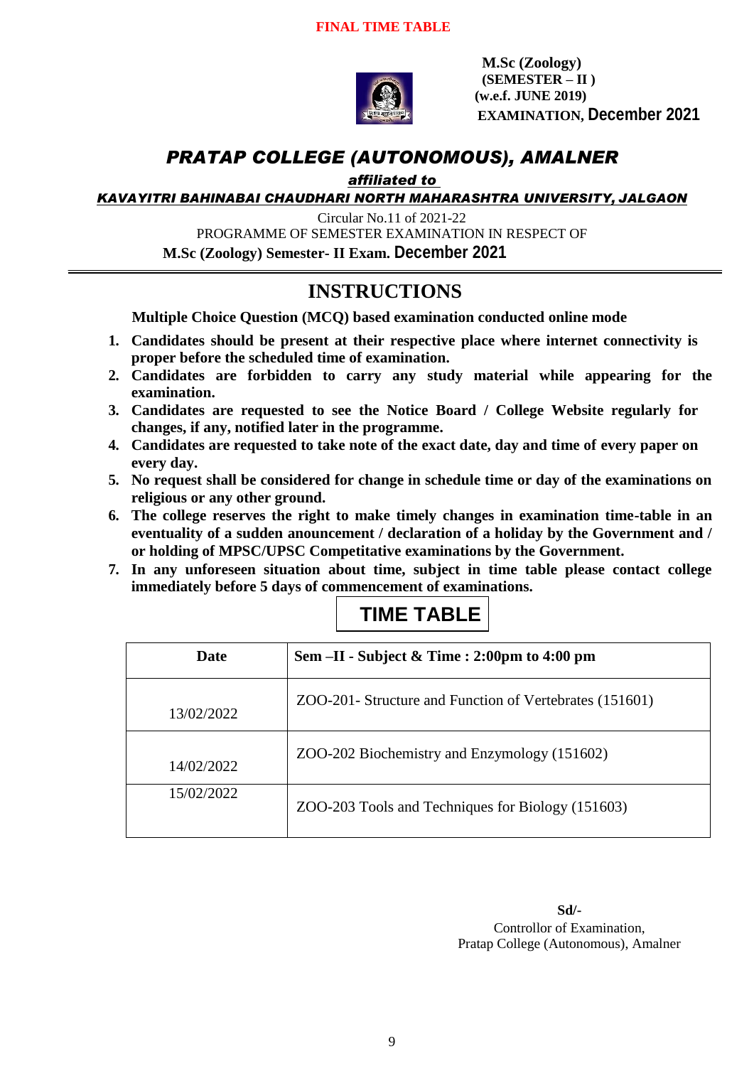**FINAL TIME TABLE**

**M.Sc (Zoology)**
**(SEMESTER – II )**
**(w.e.f. JUNE 2019)**
**EXAMINATION, December 2021**

## *PRATAP COLLEGE (AUTONOMOUS), AMALNER*

***affiliated to***

***KAVAYITRI BAHINABAI CHAUDHARI NORTH MAHARASHTRA UNIVERSITY, JALGAON***

Circular No.11 of 2021-22

PROGRAMME OF SEMESTER EXAMINATION IN RESPECT OF

**M.Sc (Zoology) Semester- II Exam. December 2021**

## INSTRUCTIONS

**Multiple Choice Question (MCQ) based examination conducted online mode**

1. **Candidates should be present at their respective place where internet connectivity is proper before the scheduled time of examination.**
2. **Candidates are forbidden to carry any study material while appearing for the examination.**
3. **Candidates are requested to see the Notice Board / College Website regularly for changes, if any, notified later in the programme.**
4. **Candidates are requested to take note of the exact date, day and time of every paper on every day.**
5. **No request shall be considered for change in schedule time or day of the examinations on religious or any other ground.**
6. **The college reserves the right to make timely changes in examination time-table in an eventuality of a sudden anouncement / declaration of a holiday by the Government and / or holding of MPSC/UPSC Competitative examinations by the Government.**
7. **In any unforeseen situation about time, subject in time table please contact college immediately before 5 days of commencement of examinations.**

## TIME TABLE

| Date | Sem –II - Subject & Time : 2:00pm to 4:00 pm |
|---|---|
| 13/02/2022 | ZOO-201- Structure and Function of Vertebrates (151601) |
| 14/02/2022 | ZOO-202 Biochemistry and Enzymology (151602) |
| 15/02/2022 | ZOO-203 Tools and Techniques for Biology (151603) |

**Sd/-**
Controllor of Examination,
Pratap College (Autonomous), Amalner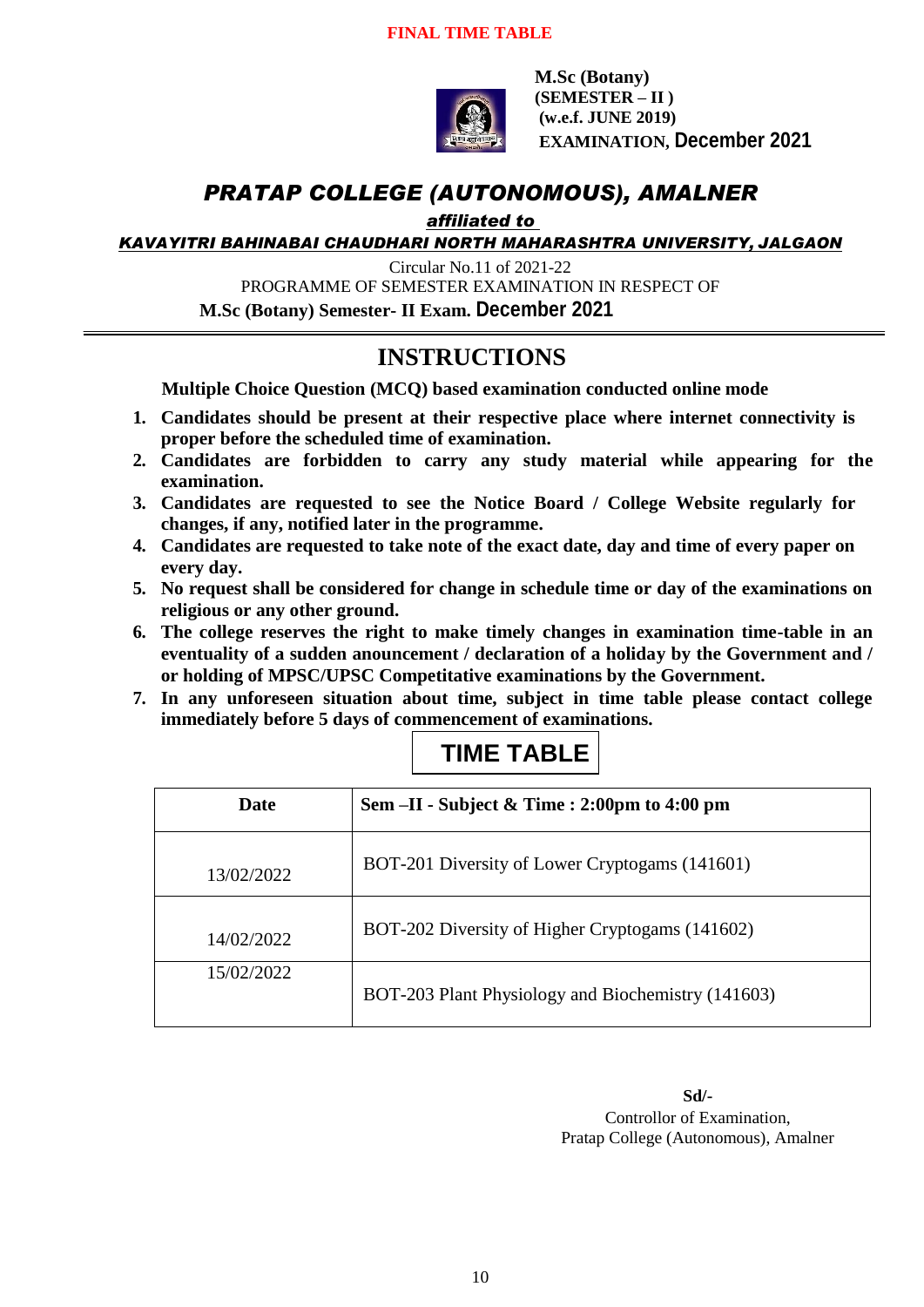**FINAL TIME TABLE**

**M.Sc (Botany)**
**(SEMESTER – II )**
**(w.e.f. JUNE 2019)**
**EXAMINATION, December 2021**

# *PRATAP COLLEGE (AUTONOMOUS), AMALNER*

***affiliated to***

***KAVAYITRI BAHINABAI CHAUDHARI NORTH MAHARASHTRA UNIVERSITY, JALGAON***

Circular No.11 of 2021-22

PROGRAMME OF SEMESTER EXAMINATION IN RESPECT OF

**M.Sc (Botany) Semester- II Exam. December 2021**

## INSTRUCTIONS

**Multiple Choice Question (MCQ) based examination conducted online mode**

1. **Candidates should be present at their respective place where internet connectivity is proper before the scheduled time of examination.**
2. **Candidates are forbidden to carry any study material while appearing for the examination.**
3. **Candidates are requested to see the Notice Board / College Website regularly for changes, if any, notified later in the programme.**
4. **Candidates are requested to take note of the exact date, day and time of every paper on every day.**
5. **No request shall be considered for change in schedule time or day of the examinations on religious or any other ground.**
6. **The college reserves the right to make timely changes in examination time-table in an eventuality of a sudden anouncement / declaration of a holiday by the Government and / or holding of MPSC/UPSC Competitative examinations by the Government.**
7. **In any unforeseen situation about time, subject in time table please contact college immediately before 5 days of commencement of examinations.**

## TIME TABLE

| Date | Sem –II - Subject & Time : 2:00pm to 4:00 pm |
|---|---|
| 13/02/2022 | BOT-201 Diversity of Lower Cryptogams (141601) |
| 14/02/2022 | BOT-202 Diversity of Higher Cryptogams (141602) |
| 15/02/2022 | BOT-203 Plant Physiology and Biochemistry (141603) |

**Sd/-**
Controllor of Examination,
Pratap College (Autonomous), Amalner